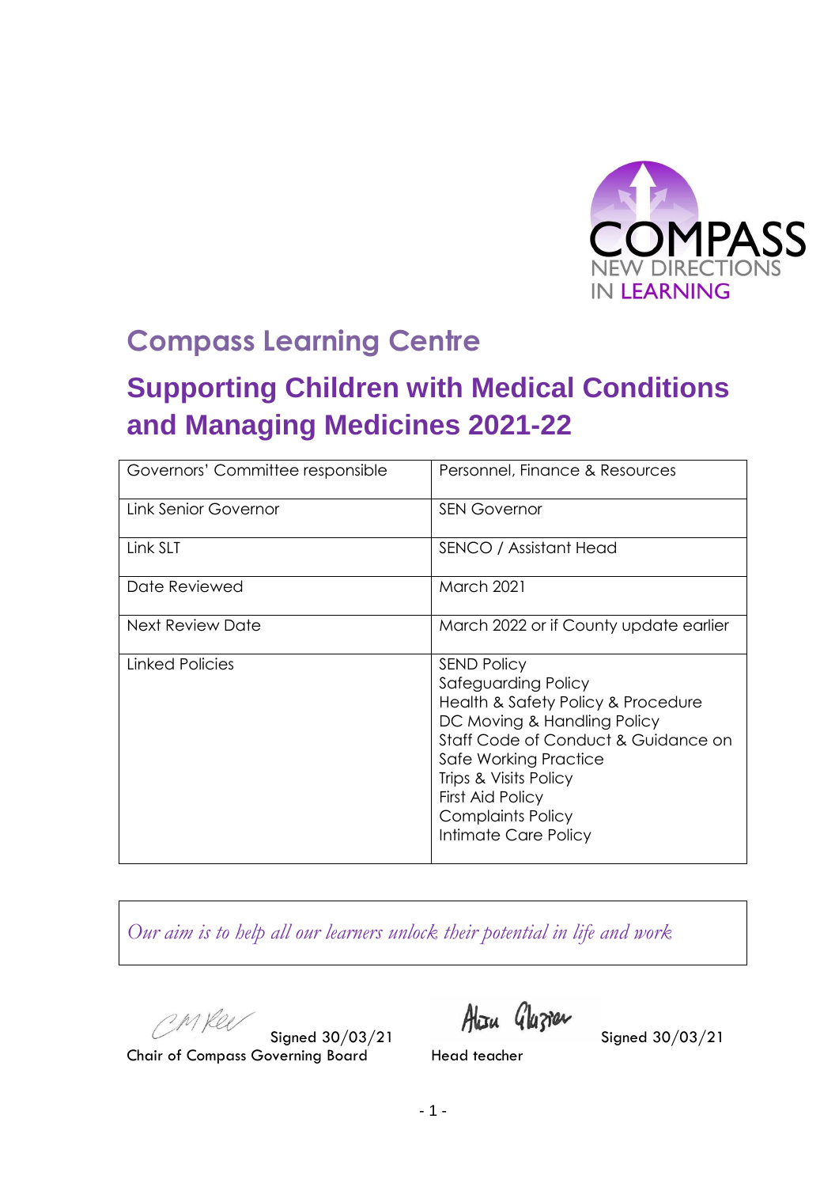COMPASS
NEW DIRECTIONS
IN LEARNING

# Compass Learning Centre

## Supporting Children with Medical Conditions and Managing Medicines 2021-22

| | |
|---|---|
| Governors' Committee responsible | Personnel, Finance & Resources |
| Link Senior Governor | SEN Governor |
| Link SLT | SENCO / Assistant Head |
| Date Reviewed | March 2021 |
| Next Review Date | March 2022 or if County update earlier |
| Linked Policies | SEND Policy<br>Safeguarding Policy<br>Health & Safety Policy & Procedure<br>DC Moving & Handling Policy<br>Staff Code of Conduct & Guidance on Safe Working Practice<br>Trips & Visits Policy<br>First Aid Policy<br>Complaints Policy<br>Intimate Care Policy |

*Our aim is to help all our learners unlock their potential in life and work*

Signed 30/03/21
Chair of Compass Governing Board

Signed 30/03/21
Head teacher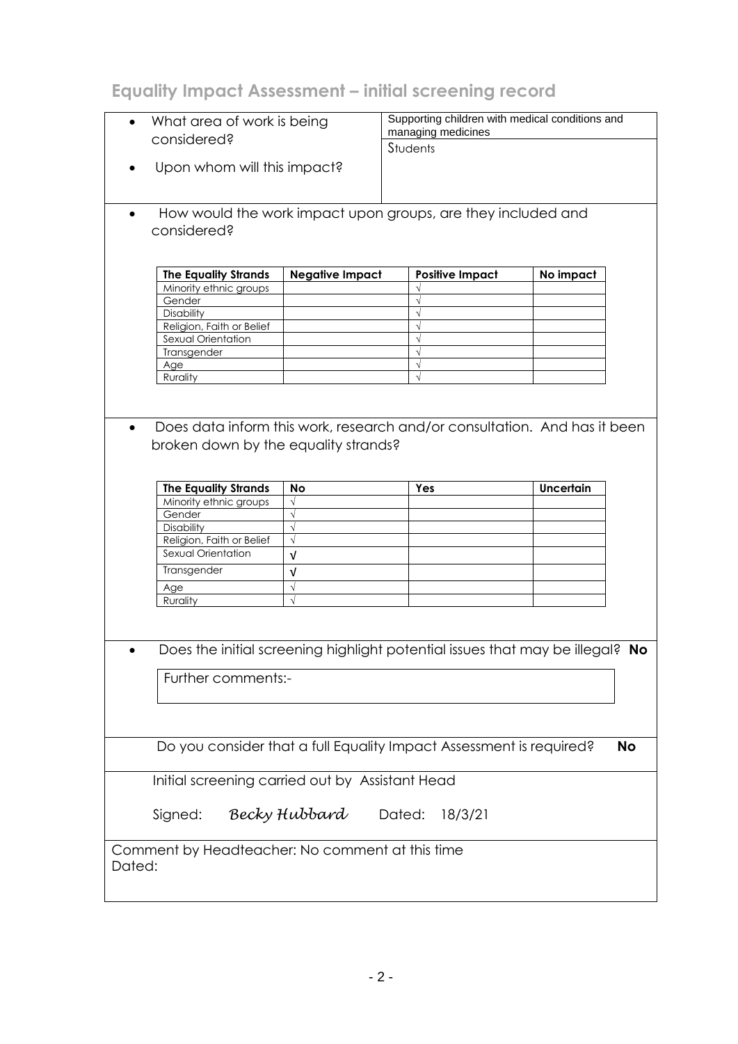## Equality Impact Assessment – initial screening record

- What area of work is being considered?

Supporting children with medical conditions and managing medicines

- Upon whom will this impact?

Students

- How would the work impact upon groups, are they included and considered?

| The Equality Strands | Negative Impact | Positive Impact | No impact |
|---|---|---|---|
| Minority ethnic groups | | √ | |
| Gender | | √ | |
| Disability | | √ | |
| Religion, Faith or Belief | | √ | |
| Sexual Orientation | | √ | |
| Transgender | | √ | |
| Age | | √ | |
| Rurality | | √ | |

- Does data inform this work, research and/or consultation. And has it been broken down by the equality strands?

| The Equality Strands | No | Yes | Uncertain |
|---|---|---|---|
| Minority ethnic groups | √ | | |
| Gender | √ | | |
| Disability | √ | | |
| Religion, Faith or Belief | √ | | |
| Sexual Orientation | √ | | |
| Transgender | √ | | |
| Age | √ | | |
| Rurality | √ | | |

- Does the initial screening highlight potential issues that may be illegal? **No**

Further comments:-

Do you consider that a full Equality Impact Assessment is required? **No**

Initial screening carried out by Assistant Head

Signed: *Becky Hubbard* Dated: 18/3/21

Comment by Headteacher: No comment at this time

Dated: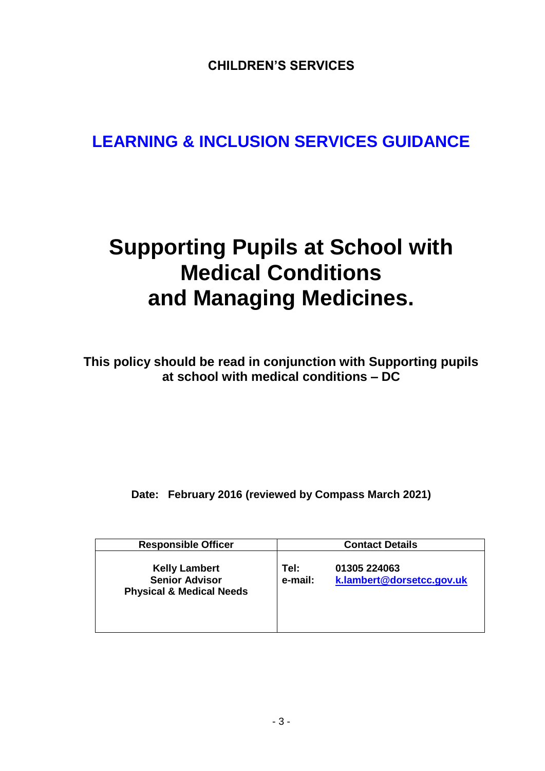**CHILDREN'S SERVICES**

## LEARNING & INCLUSION SERVICES GUIDANCE

# Supporting Pupils at School with Medical Conditions and Managing Medicines.

**This policy should be read in conjunction with Supporting pupils at school with medical conditions – DC**

**Date: February 2016 (reviewed by Compass March 2021)**

| Responsible Officer | Contact Details |
|---|---|
| **Kelly Lambert**<br>**Senior Advisor**<br>**Physical & Medical Needs** | **Tel:** 01305 224063<br>**e-mail:** k.lambert@dorsetcc.gov.uk |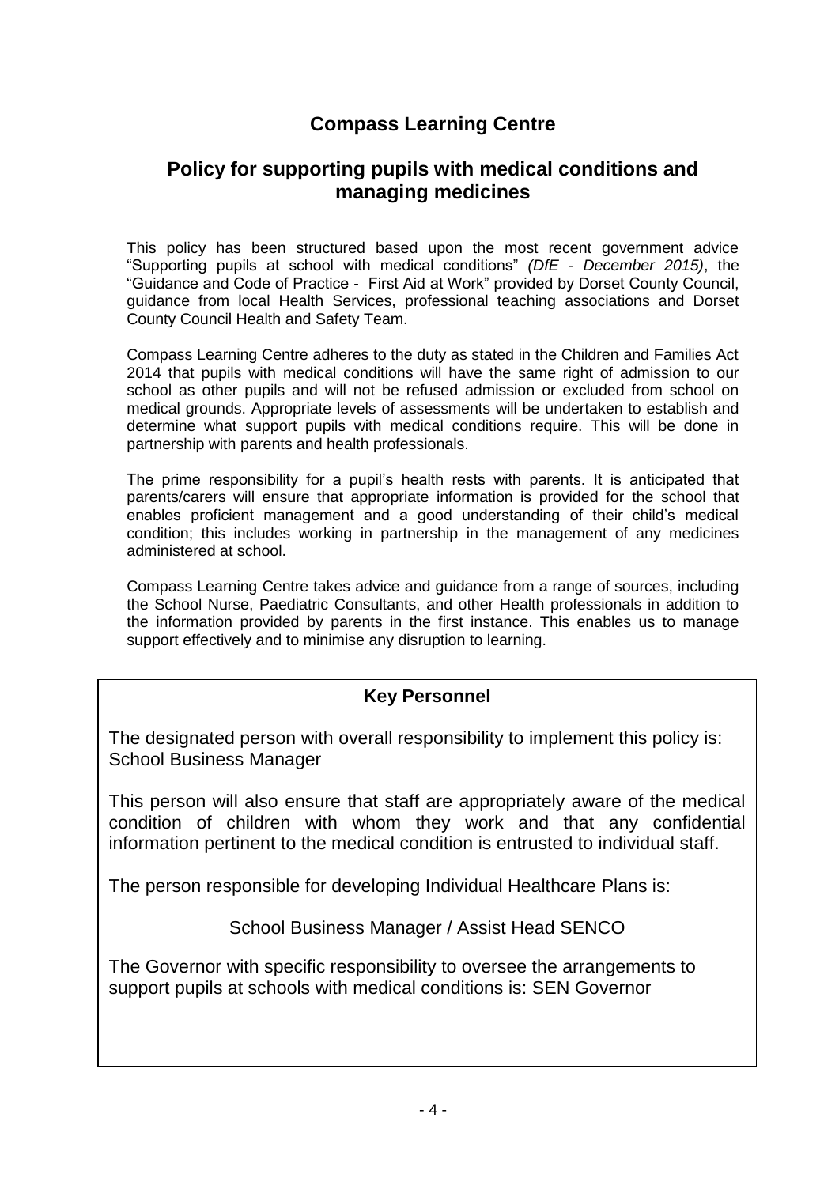# Compass Learning Centre

## Policy for supporting pupils with medical conditions and managing medicines

This policy has been structured based upon the most recent government advice "Supporting pupils at school with medical conditions" *(DfE - December 2015)*, the "Guidance and Code of Practice - First Aid at Work" provided by Dorset County Council, guidance from local Health Services, professional teaching associations and Dorset County Council Health and Safety Team.

Compass Learning Centre adheres to the duty as stated in the Children and Families Act 2014 that pupils with medical conditions will have the same right of admission to our school as other pupils and will not be refused admission or excluded from school on medical grounds. Appropriate levels of assessments will be undertaken to establish and determine what support pupils with medical conditions require. This will be done in partnership with parents and health professionals.

The prime responsibility for a pupil's health rests with parents. It is anticipated that parents/carers will ensure that appropriate information is provided for the school that enables proficient management and a good understanding of their child's medical condition; this includes working in partnership in the management of any medicines administered at school.

Compass Learning Centre takes advice and guidance from a range of sources, including the School Nurse, Paediatric Consultants, and other Health professionals in addition to the information provided by parents in the first instance. This enables us to manage support effectively and to minimise any disruption to learning.

### Key Personnel

The designated person with overall responsibility to implement this policy is: School Business Manager

This person will also ensure that staff are appropriately aware of the medical condition of children with whom they work and that any confidential information pertinent to the medical condition is entrusted to individual staff.

The person responsible for developing Individual Healthcare Plans is:

School Business Manager / Assist Head SENCO

The Governor with specific responsibility to oversee the arrangements to support pupils at schools with medical conditions is: SEN Governor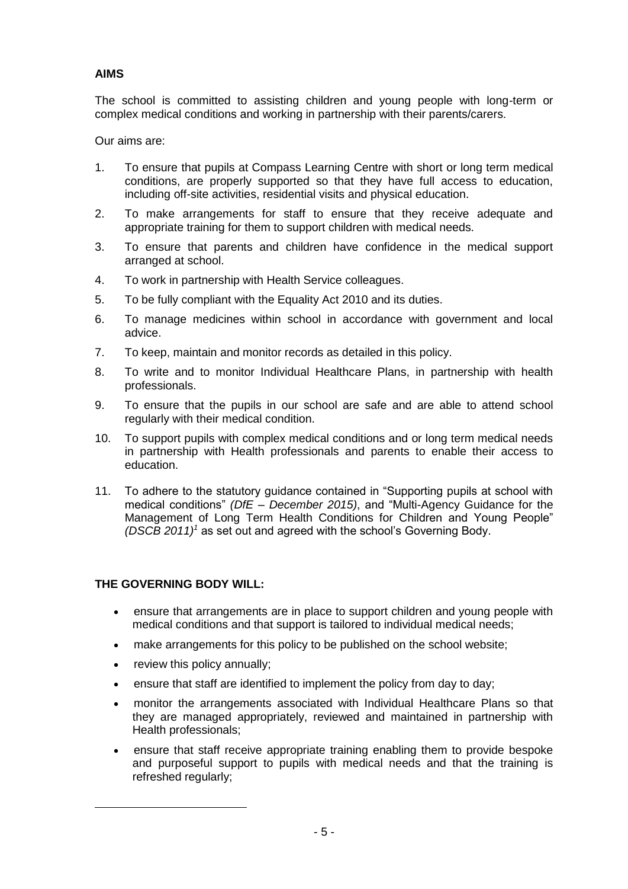## AIMS

The school is committed to assisting children and young people with long-term or complex medical conditions and working in partnership with their parents/carers.

Our aims are:

1. To ensure that pupils at Compass Learning Centre with short or long term medical conditions, are properly supported so that they have full access to education, including off-site activities, residential visits and physical education.
2. To make arrangements for staff to ensure that they receive adequate and appropriate training for them to support children with medical needs.
3. To ensure that parents and children have confidence in the medical support arranged at school.
4. To work in partnership with Health Service colleagues.
5. To be fully compliant with the Equality Act 2010 and its duties.
6. To manage medicines within school in accordance with government and local advice.
7. To keep, maintain and monitor records as detailed in this policy.
8. To write and to monitor Individual Healthcare Plans, in partnership with health professionals.
9. To ensure that the pupils in our school are safe and are able to attend school regularly with their medical condition.
10. To support pupils with complex medical conditions and or long term medical needs in partnership with Health professionals and parents to enable their access to education.
11. To adhere to the statutory guidance contained in "Supporting pupils at school with medical conditions" *(DfE – December 2015)*, and "Multi-Agency Guidance for the Management of Long Term Health Conditions for Children and Young People" *(DSCB 2011)*[1] as set out and agreed with the school's Governing Body.

## THE GOVERNING BODY WILL:

- ensure that arrangements are in place to support children and young people with medical conditions and that support is tailored to individual medical needs;
- make arrangements for this policy to be published on the school website;
- review this policy annually;
- ensure that staff are identified to implement the policy from day to day;
- monitor the arrangements associated with Individual Healthcare Plans so that they are managed appropriately, reviewed and maintained in partnership with Health professionals;
- ensure that staff receive appropriate training enabling them to provide bespoke and purposeful support to pupils with medical needs and that the training is refreshed regularly;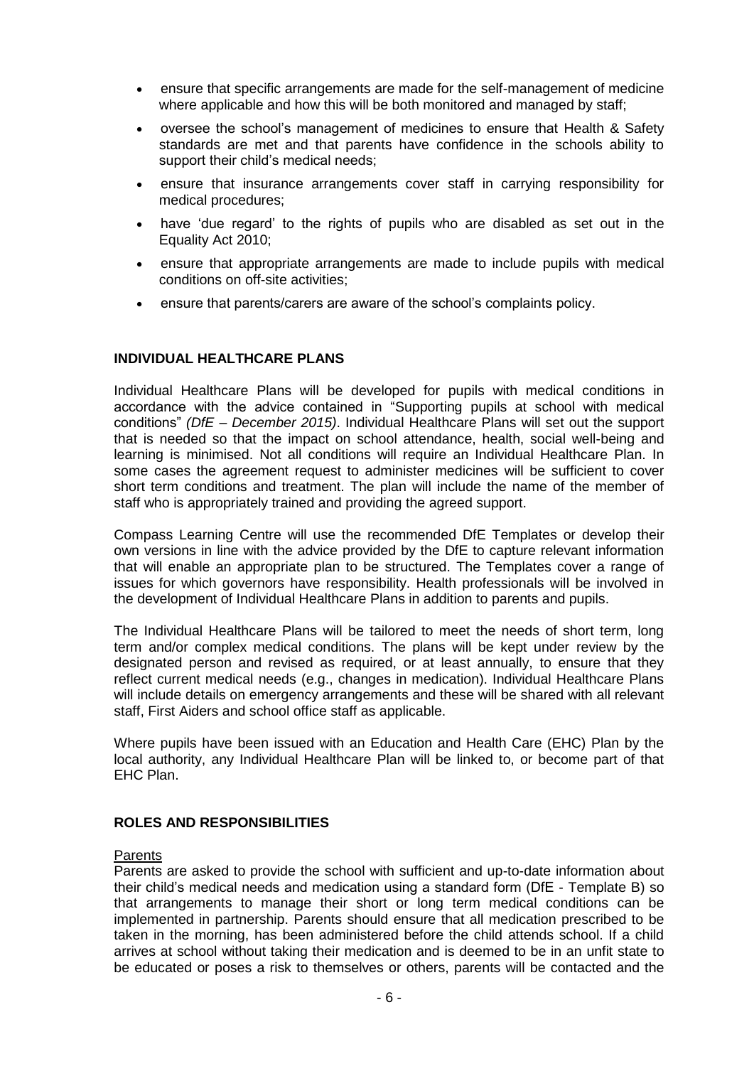- ensure that specific arrangements are made for the self-management of medicine where applicable and how this will be both monitored and managed by staff;
- oversee the school's management of medicines to ensure that Health & Safety standards are met and that parents have confidence in the schools ability to support their child's medical needs;
- ensure that insurance arrangements cover staff in carrying responsibility for medical procedures;
- have 'due regard' to the rights of pupils who are disabled as set out in the Equality Act 2010;
- ensure that appropriate arrangements are made to include pupils with medical conditions on off-site activities;
- ensure that parents/carers are aware of the school's complaints policy.

## INDIVIDUAL HEALTHCARE PLANS

Individual Healthcare Plans will be developed for pupils with medical conditions in accordance with the advice contained in "Supporting pupils at school with medical conditions" *(DfE – December 2015)*. Individual Healthcare Plans will set out the support that is needed so that the impact on school attendance, health, social well-being and learning is minimised. Not all conditions will require an Individual Healthcare Plan. In some cases the agreement request to administer medicines will be sufficient to cover short term conditions and treatment. The plan will include the name of the member of staff who is appropriately trained and providing the agreed support.

Compass Learning Centre will use the recommended DfE Templates or develop their own versions in line with the advice provided by the DfE to capture relevant information that will enable an appropriate plan to be structured. The Templates cover a range of issues for which governors have responsibility. Health professionals will be involved in the development of Individual Healthcare Plans in addition to parents and pupils.

The Individual Healthcare Plans will be tailored to meet the needs of short term, long term and/or complex medical conditions. The plans will be kept under review by the designated person and revised as required, or at least annually, to ensure that they reflect current medical needs (e.g., changes in medication). Individual Healthcare Plans will include details on emergency arrangements and these will be shared with all relevant staff, First Aiders and school office staff as applicable.

Where pupils have been issued with an Education and Health Care (EHC) Plan by the local authority, any Individual Healthcare Plan will be linked to, or become part of that EHC Plan.

## ROLES AND RESPONSIBILITIES

<u>Parents</u>

Parents are asked to provide the school with sufficient and up-to-date information about their child's medical needs and medication using a standard form (DfE - Template B) so that arrangements to manage their short or long term medical conditions can be implemented in partnership. Parents should ensure that all medication prescribed to be taken in the morning, has been administered before the child attends school. If a child arrives at school without taking their medication and is deemed to be in an unfit state to be educated or poses a risk to themselves or others, parents will be contacted and the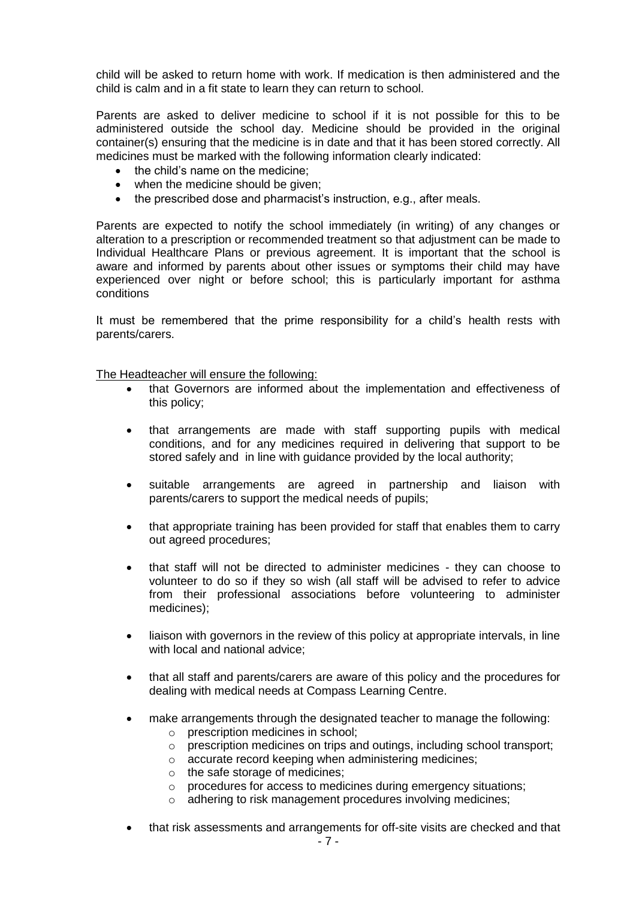child will be asked to return home with work. If medication is then administered and the child is calm and in a fit state to learn they can return to school.

Parents are asked to deliver medicine to school if it is not possible for this to be administered outside the school day. Medicine should be provided in the original container(s) ensuring that the medicine is in date and that it has been stored correctly. All medicines must be marked with the following information clearly indicated:

- the child's name on the medicine;
- when the medicine should be given;
- the prescribed dose and pharmacist's instruction, e.g., after meals.

Parents are expected to notify the school immediately (in writing) of any changes or alteration to a prescription or recommended treatment so that adjustment can be made to Individual Healthcare Plans or previous agreement. It is important that the school is aware and informed by parents about other issues or symptoms their child may have experienced over night or before school; this is particularly important for asthma conditions

It must be remembered that the prime responsibility for a child's health rests with parents/carers.

<u>The Headteacher will ensure the following:</u>

- that Governors are informed about the implementation and effectiveness of this policy;
- that arrangements are made with staff supporting pupils with medical conditions, and for any medicines required in delivering that support to be stored safely and in line with guidance provided by the local authority;
- suitable arrangements are agreed in partnership and liaison with parents/carers to support the medical needs of pupils;
- that appropriate training has been provided for staff that enables them to carry out agreed procedures;
- that staff will not be directed to administer medicines - they can choose to volunteer to do so if they so wish (all staff will be advised to refer to advice from their professional associations before volunteering to administer medicines);
- liaison with governors in the review of this policy at appropriate intervals, in line with local and national advice;
- that all staff and parents/carers are aware of this policy and the procedures for dealing with medical needs at Compass Learning Centre.
- make arrangements through the designated teacher to manage the following:
  - prescription medicines in school;
  - prescription medicines on trips and outings, including school transport;
  - accurate record keeping when administering medicines;
  - the safe storage of medicines;
  - procedures for access to medicines during emergency situations;
  - adhering to risk management procedures involving medicines;
- that risk assessments and arrangements for off-site visits are checked and that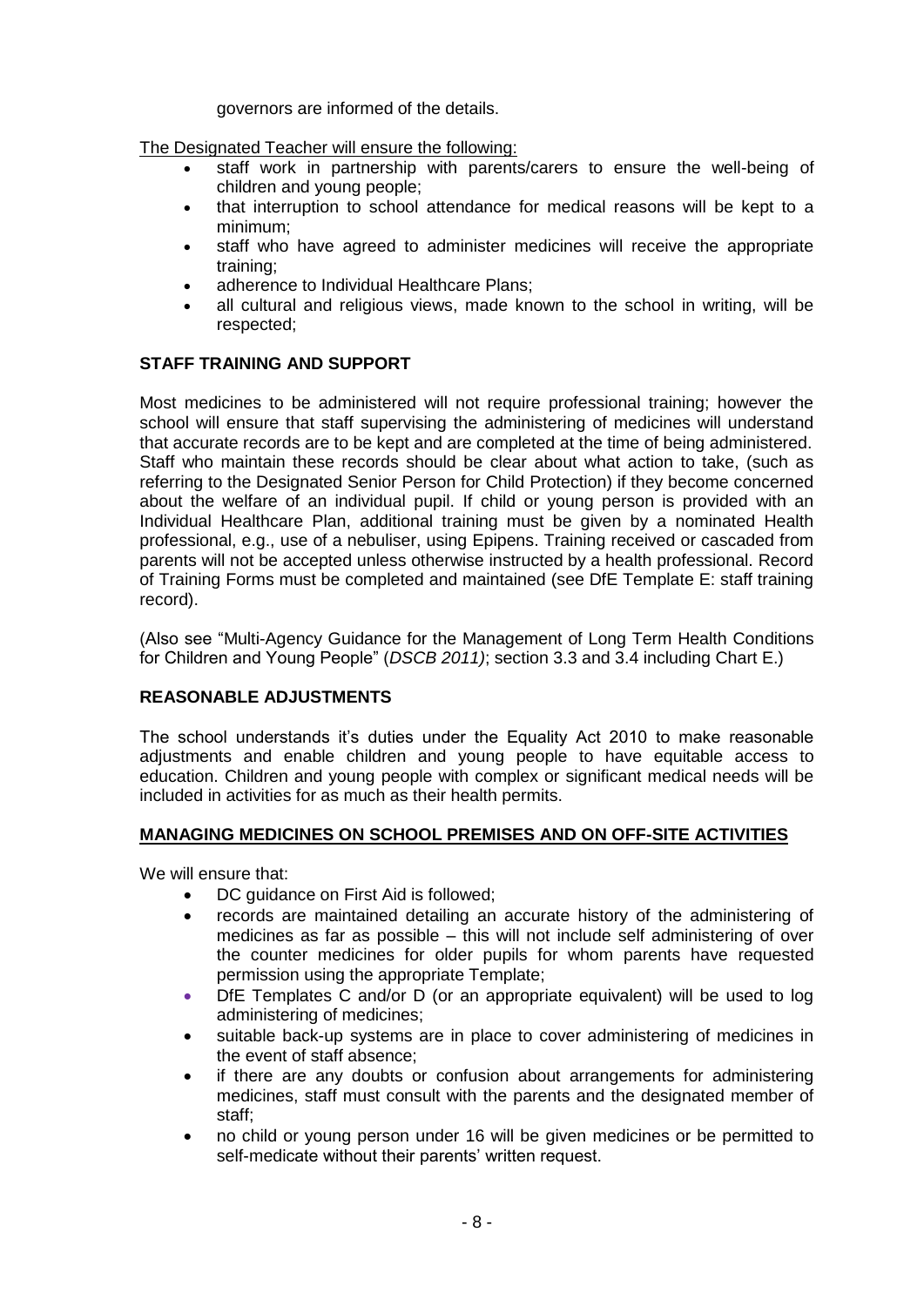governors are informed of the details.

The Designated Teacher will ensure the following:

- staff work in partnership with parents/carers to ensure the well-being of children and young people;
- that interruption to school attendance for medical reasons will be kept to a minimum;
- staff who have agreed to administer medicines will receive the appropriate training;
- adherence to Individual Healthcare Plans;
- all cultural and religious views, made known to the school in writing, will be respected;

## STAFF TRAINING AND SUPPORT

Most medicines to be administered will not require professional training; however the school will ensure that staff supervising the administering of medicines will understand that accurate records are to be kept and are completed at the time of being administered. Staff who maintain these records should be clear about what action to take, (such as referring to the Designated Senior Person for Child Protection) if they become concerned about the welfare of an individual pupil. If child or young person is provided with an Individual Healthcare Plan, additional training must be given by a nominated Health professional, e.g., use of a nebuliser, using Epipens. Training received or cascaded from parents will not be accepted unless otherwise instructed by a health professional. Record of Training Forms must be completed and maintained (see DfE Template E: staff training record).

(Also see "Multi-Agency Guidance for the Management of Long Term Health Conditions for Children and Young People" (*DSCB 2011)*; section 3.3 and 3.4 including Chart E.)

## REASONABLE ADJUSTMENTS

The school understands it's duties under the Equality Act 2010 to make reasonable adjustments and enable children and young people to have equitable access to education. Children and young people with complex or significant medical needs will be included in activities for as much as their health permits.

## MANAGING MEDICINES ON SCHOOL PREMISES AND ON OFF-SITE ACTIVITIES

We will ensure that:

- DC guidance on First Aid is followed;
- records are maintained detailing an accurate history of the administering of medicines as far as possible – this will not include self administering of over the counter medicines for older pupils for whom parents have requested permission using the appropriate Template;
- DfE Templates C and/or D (or an appropriate equivalent) will be used to log administering of medicines;
- suitable back-up systems are in place to cover administering of medicines in the event of staff absence;
- if there are any doubts or confusion about arrangements for administering medicines, staff must consult with the parents and the designated member of staff;
- no child or young person under 16 will be given medicines or be permitted to self-medicate without their parents' written request.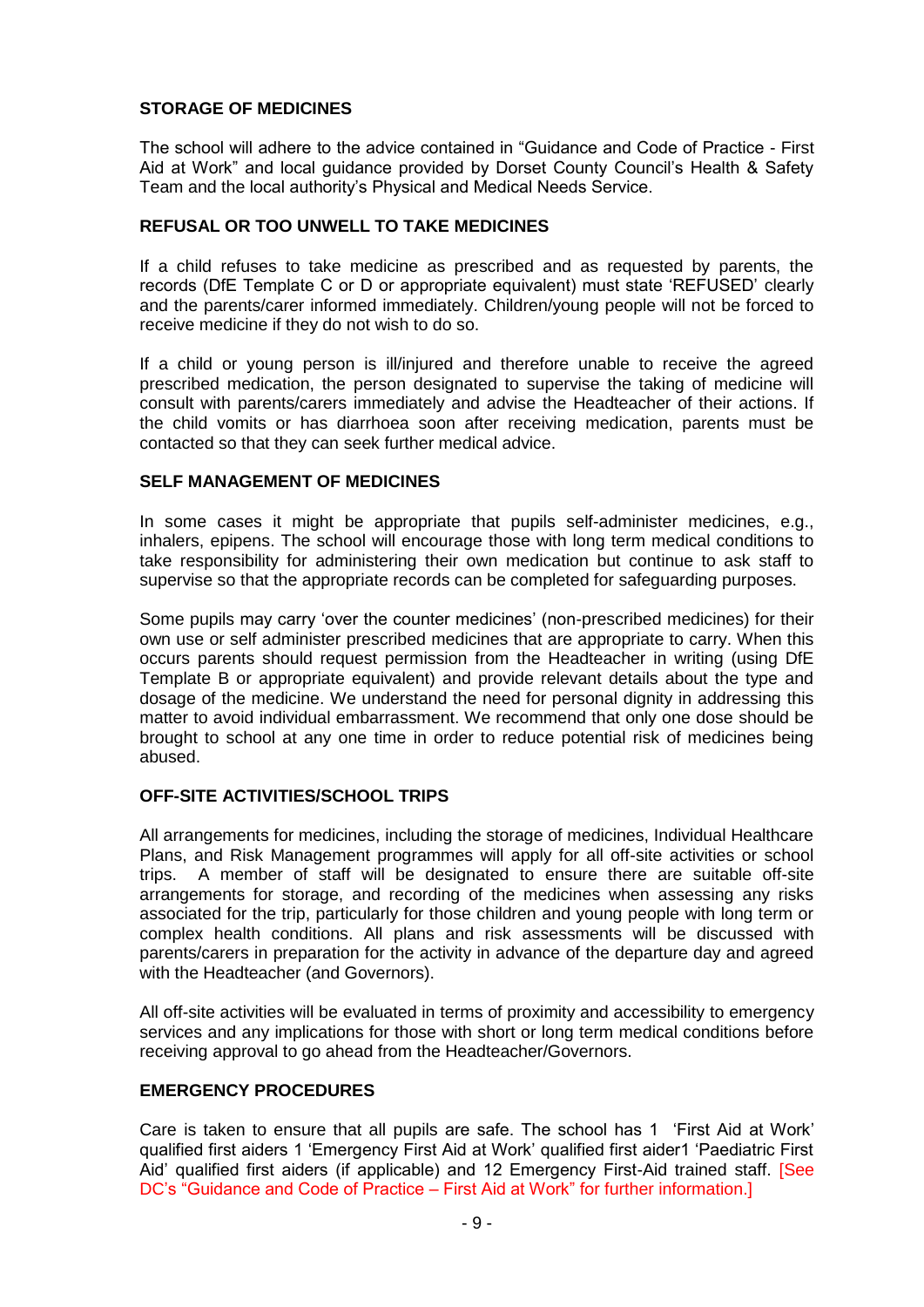## STORAGE OF MEDICINES

The school will adhere to the advice contained in "Guidance and Code of Practice - First Aid at Work" and local guidance provided by Dorset County Council's Health & Safety Team and the local authority's Physical and Medical Needs Service.

## REFUSAL OR TOO UNWELL TO TAKE MEDICINES

If a child refuses to take medicine as prescribed and as requested by parents, the records (DfE Template C or D or appropriate equivalent) must state 'REFUSED' clearly and the parents/carer informed immediately. Children/young people will not be forced to receive medicine if they do not wish to do so.

If a child or young person is ill/injured and therefore unable to receive the agreed prescribed medication, the person designated to supervise the taking of medicine will consult with parents/carers immediately and advise the Headteacher of their actions. If the child vomits or has diarrhoea soon after receiving medication, parents must be contacted so that they can seek further medical advice.

## SELF MANAGEMENT OF MEDICINES

In some cases it might be appropriate that pupils self-administer medicines, e.g., inhalers, epipens. The school will encourage those with long term medical conditions to take responsibility for administering their own medication but continue to ask staff to supervise so that the appropriate records can be completed for safeguarding purposes.

Some pupils may carry 'over the counter medicines' (non-prescribed medicines) for their own use or self administer prescribed medicines that are appropriate to carry. When this occurs parents should request permission from the Headteacher in writing (using DfE Template B or appropriate equivalent) and provide relevant details about the type and dosage of the medicine. We understand the need for personal dignity in addressing this matter to avoid individual embarrassment. We recommend that only one dose should be brought to school at any one time in order to reduce potential risk of medicines being abused.

## OFF-SITE ACTIVITIES/SCHOOL TRIPS

All arrangements for medicines, including the storage of medicines, Individual Healthcare Plans, and Risk Management programmes will apply for all off-site activities or school trips. A member of staff will be designated to ensure there are suitable off-site arrangements for storage, and recording of the medicines when assessing any risks associated for the trip, particularly for those children and young people with long term or complex health conditions. All plans and risk assessments will be discussed with parents/carers in preparation for the activity in advance of the departure day and agreed with the Headteacher (and Governors).

All off-site activities will be evaluated in terms of proximity and accessibility to emergency services and any implications for those with short or long term medical conditions before receiving approval to go ahead from the Headteacher/Governors.

## EMERGENCY PROCEDURES

Care is taken to ensure that all pupils are safe. The school has 1 'First Aid at Work' qualified first aiders 1 'Emergency First Aid at Work' qualified first aider1 'Paediatric First Aid' qualified first aiders (if applicable) and 12 Emergency First-Aid trained staff. [See DC's "Guidance and Code of Practice – First Aid at Work" for further information.]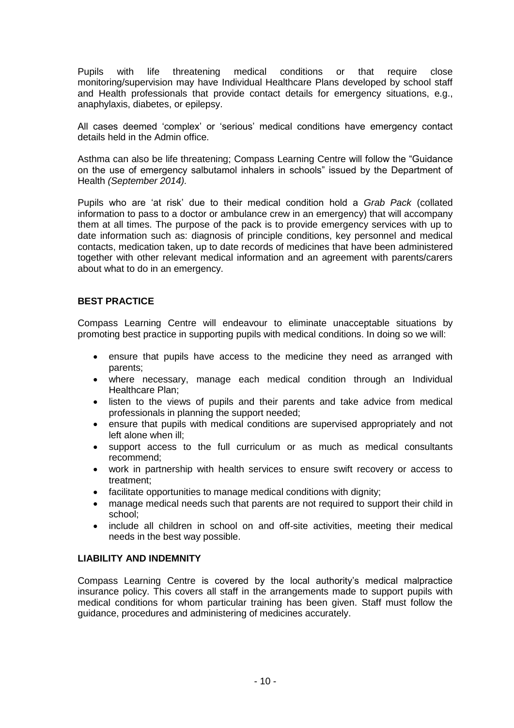Pupils with life threatening medical conditions or that require close monitoring/supervision may have Individual Healthcare Plans developed by school staff and Health professionals that provide contact details for emergency situations, e.g., anaphylaxis, diabetes, or epilepsy.

All cases deemed 'complex' or 'serious' medical conditions have emergency contact details held in the Admin office.

Asthma can also be life threatening; Compass Learning Centre will follow the "Guidance on the use of emergency salbutamol inhalers in schools" issued by the Department of Health *(September 2014).*

Pupils who are 'at risk' due to their medical condition hold a *Grab Pack* (collated information to pass to a doctor or ambulance crew in an emergency) that will accompany them at all times. The purpose of the pack is to provide emergency services with up to date information such as: diagnosis of principle conditions, key personnel and medical contacts, medication taken, up to date records of medicines that have been administered together with other relevant medical information and an agreement with parents/carers about what to do in an emergency.

**BEST PRACTICE**

Compass Learning Centre will endeavour to eliminate unacceptable situations by promoting best practice in supporting pupils with medical conditions. In doing so we will:

- ensure that pupils have access to the medicine they need as arranged with parents;
- where necessary, manage each medical condition through an Individual Healthcare Plan;
- listen to the views of pupils and their parents and take advice from medical professionals in planning the support needed;
- ensure that pupils with medical conditions are supervised appropriately and not left alone when ill;
- support access to the full curriculum or as much as medical consultants recommend;
- work in partnership with health services to ensure swift recovery or access to treatment;
- facilitate opportunities to manage medical conditions with dignity;
- manage medical needs such that parents are not required to support their child in school;
- include all children in school on and off-site activities, meeting their medical needs in the best way possible.

**LIABILITY AND INDEMNITY**

Compass Learning Centre is covered by the local authority's medical malpractice insurance policy. This covers all staff in the arrangements made to support pupils with medical conditions for whom particular training has been given. Staff must follow the guidance, procedures and administering of medicines accurately.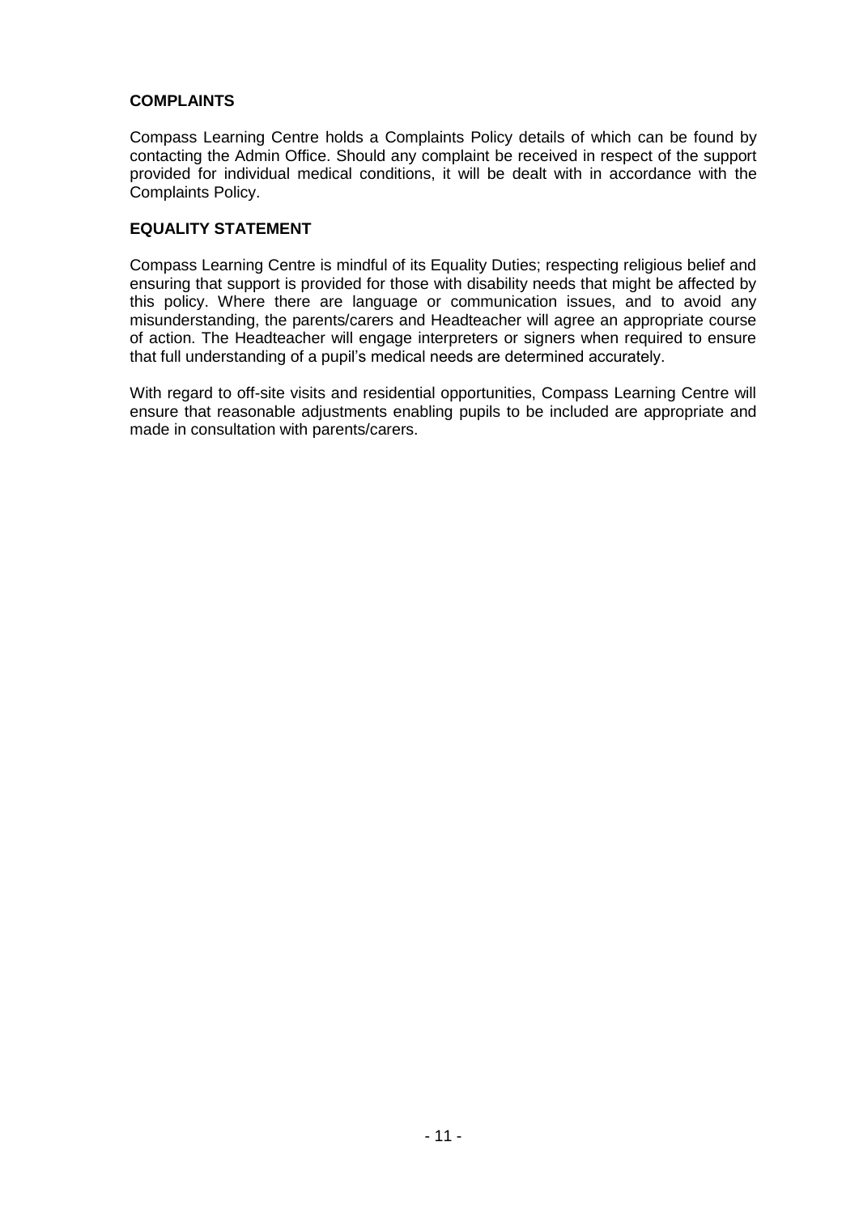## COMPLAINTS

Compass Learning Centre holds a Complaints Policy details of which can be found by contacting the Admin Office. Should any complaint be received in respect of the support provided for individual medical conditions, it will be dealt with in accordance with the Complaints Policy.

## EQUALITY STATEMENT

Compass Learning Centre is mindful of its Equality Duties; respecting religious belief and ensuring that support is provided for those with disability needs that might be affected by this policy. Where there are language or communication issues, and to avoid any misunderstanding, the parents/carers and Headteacher will agree an appropriate course of action. The Headteacher will engage interpreters or signers when required to ensure that full understanding of a pupil's medical needs are determined accurately.

With regard to off-site visits and residential opportunities, Compass Learning Centre will ensure that reasonable adjustments enabling pupils to be included are appropriate and made in consultation with parents/carers.